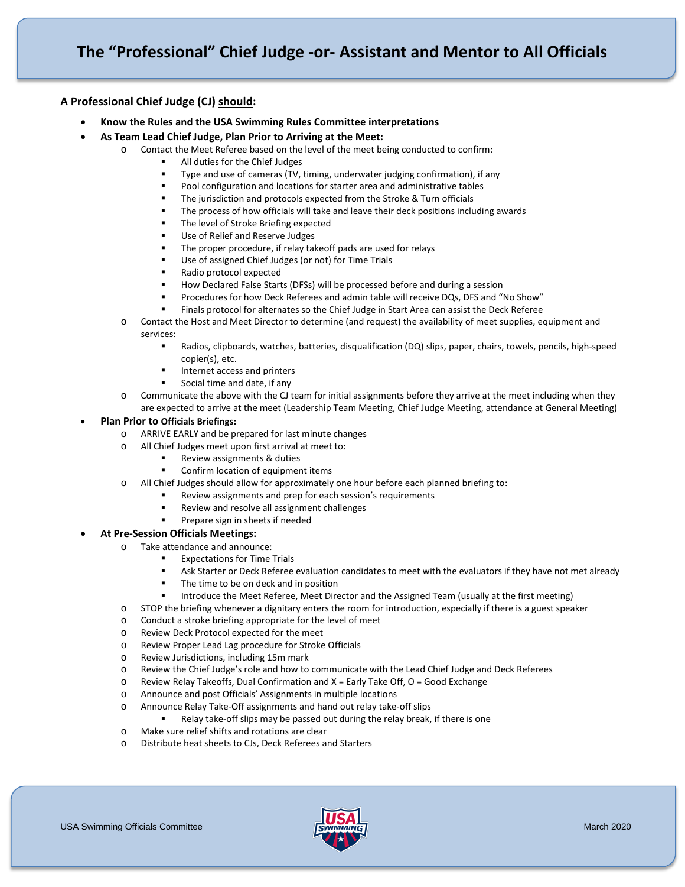# The "Professional" Chief Judge -or- Assistant and Mentor to All Officials

**A Professional Chief Judge (CJ) should:**

- **Know the Rules and the USA Swimming Rules Committee interpretations**
- **As Team Lead Chief Judge, Plan Prior to Arriving at the Meet:**
  - Contact the Meet Referee based on the level of the meet being conducted to confirm:
    - All duties for the Chief Judges
    - Type and use of cameras (TV, timing, underwater judging confirmation), if any
    - Pool configuration and locations for starter area and administrative tables
    - The jurisdiction and protocols expected from the Stroke & Turn officials
    - The process of how officials will take and leave their deck positions including awards
    - The level of Stroke Briefing expected
    - Use of Relief and Reserve Judges
    - The proper procedure, if relay takeoff pads are used for relays
    - Use of assigned Chief Judges (or not) for Time Trials
    - Radio protocol expected
    - How Declared False Starts (DFSs) will be processed before and during a session
    - Procedures for how Deck Referees and admin table will receive DQs, DFS and "No Show"
    - Finals protocol for alternates so the Chief Judge in Start Area can assist the Deck Referee
  - Contact the Host and Meet Director to determine (and request) the availability of meet supplies, equipment and services:
    - Radios, clipboards, watches, batteries, disqualification (DQ) slips, paper, chairs, towels, pencils, high-speed copier(s), etc.
    - Internet access and printers
    - Social time and date, if any
  - Communicate the above with the CJ team for initial assignments before they arrive at the meet including when they are expected to arrive at the meet (Leadership Team Meeting, Chief Judge Meeting, attendance at General Meeting)
- **Plan Prior to Officials Briefings:**
  - ARRIVE EARLY and be prepared for last minute changes
  - All Chief Judges meet upon first arrival at meet to:
    - Review assignments & duties
    - Confirm location of equipment items
  - All Chief Judges should allow for approximately one hour before each planned briefing to:
    - Review assignments and prep for each session's requirements
    - Review and resolve all assignment challenges
    - Prepare sign in sheets if needed
- **At Pre-Session Officials Meetings:**
  - Take attendance and announce:
    - Expectations for Time Trials
    - Ask Starter or Deck Referee evaluation candidates to meet with the evaluators if they have not met already
    - The time to be on deck and in position
    - Introduce the Meet Referee, Meet Director and the Assigned Team (usually at the first meeting)
  - STOP the briefing whenever a dignitary enters the room for introduction, especially if there is a guest speaker
  - Conduct a stroke briefing appropriate for the level of meet
  - Review Deck Protocol expected for the meet
  - Review Proper Lead Lag procedure for Stroke Officials
  - Review Jurisdictions, including 15m mark
  - Review the Chief Judge's role and how to communicate with the Lead Chief Judge and Deck Referees
  - Review Relay Takeoffs, Dual Confirmation and X = Early Take Off, O = Good Exchange
  - Announce and post Officials' Assignments in multiple locations
  - Announce Relay Take-Off assignments and hand out relay take-off slips
    - Relay take-off slips may be passed out during the relay break, if there is one
  - Make sure relief shifts and rotations are clear
  - Distribute heat sheets to CJs, Deck Referees and Starters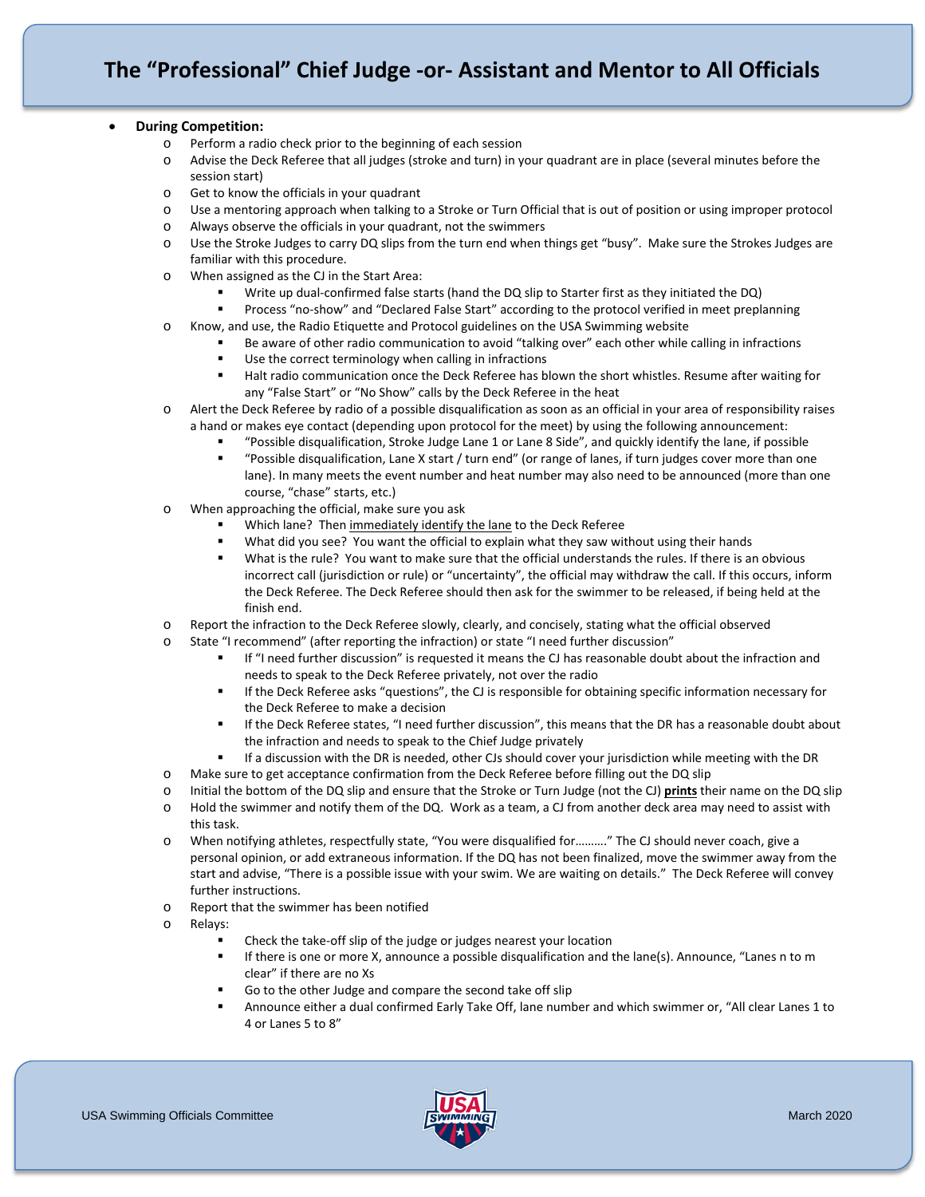# The "Professional" Chief Judge -or- Assistant and Mentor to All Officials

- **During Competition:**
  - Perform a radio check prior to the beginning of each session
  - Advise the Deck Referee that all judges (stroke and turn) in your quadrant are in place (several minutes before the session start)
  - Get to know the officials in your quadrant
  - Use a mentoring approach when talking to a Stroke or Turn Official that is out of position or using improper protocol
  - Always observe the officials in your quadrant, not the swimmers
  - Use the Stroke Judges to carry DQ slips from the turn end when things get "busy". Make sure the Strokes Judges are familiar with this procedure.
  - When assigned as the CJ in the Start Area:
    - Write up dual-confirmed false starts (hand the DQ slip to Starter first as they initiated the DQ)
    - Process "no-show" and "Declared False Start" according to the protocol verified in meet preplanning
  - Know, and use, the Radio Etiquette and Protocol guidelines on the USA Swimming website
    - Be aware of other radio communication to avoid "talking over" each other while calling in infractions
    - Use the correct terminology when calling in infractions
    - Halt radio communication once the Deck Referee has blown the short whistles. Resume after waiting for any "False Start" or "No Show" calls by the Deck Referee in the heat
  - Alert the Deck Referee by radio of a possible disqualification as soon as an official in your area of responsibility raises a hand or makes eye contact (depending upon protocol for the meet) by using the following announcement:
    - "Possible disqualification, Stroke Judge Lane 1 or Lane 8 Side", and quickly identify the lane, if possible
    - "Possible disqualification, Lane X start / turn end" (or range of lanes, if turn judges cover more than one lane). In many meets the event number and heat number may also need to be announced (more than one course, "chase" starts, etc.)
  - When approaching the official, make sure you ask
    - Which lane? Then <u>immediately identify the lane</u> to the Deck Referee
    - What did you see? You want the official to explain what they saw without using their hands
    - What is the rule? You want to make sure that the official understands the rules. If there is an obvious incorrect call (jurisdiction or rule) or "uncertainty", the official may withdraw the call. If this occurs, inform the Deck Referee. The Deck Referee should then ask for the swimmer to be released, if being held at the finish end.
  - Report the infraction to the Deck Referee slowly, clearly, and concisely, stating what the official observed
  - State "I recommend" (after reporting the infraction) or state "I need further discussion"
    - If "I need further discussion" is requested it means the CJ has reasonable doubt about the infraction and needs to speak to the Deck Referee privately, not over the radio
    - If the Deck Referee asks "questions", the CJ is responsible for obtaining specific information necessary for the Deck Referee to make a decision
    - If the Deck Referee states, "I need further discussion", this means that the DR has a reasonable doubt about the infraction and needs to speak to the Chief Judge privately
    - If a discussion with the DR is needed, other CJs should cover your jurisdiction while meeting with the DR
  - Make sure to get acceptance confirmation from the Deck Referee before filling out the DQ slip
  - Initial the bottom of the DQ slip and ensure that the Stroke or Turn Judge (not the CJ) <u>**prints**</u> their name on the DQ slip
  - Hold the swimmer and notify them of the DQ. Work as a team, a CJ from another deck area may need to assist with this task.
  - When notifying athletes, respectfully state, "You were disqualified for………" The CJ should never coach, give a personal opinion, or add extraneous information. If the DQ has not been finalized, move the swimmer away from the start and advise, "There is a possible issue with your swim. We are waiting on details." The Deck Referee will convey further instructions.
  - Report that the swimmer has been notified
  - Relays:
    - Check the take-off slip of the judge or judges nearest your location
    - If there is one or more X, announce a possible disqualification and the lane(s). Announce, "Lanes n to m clear" if there are no Xs
    - Go to the other Judge and compare the second take off slip
    - Announce either a dual confirmed Early Take Off, lane number and which swimmer or, "All clear Lanes 1 to 4 or Lanes 5 to 8"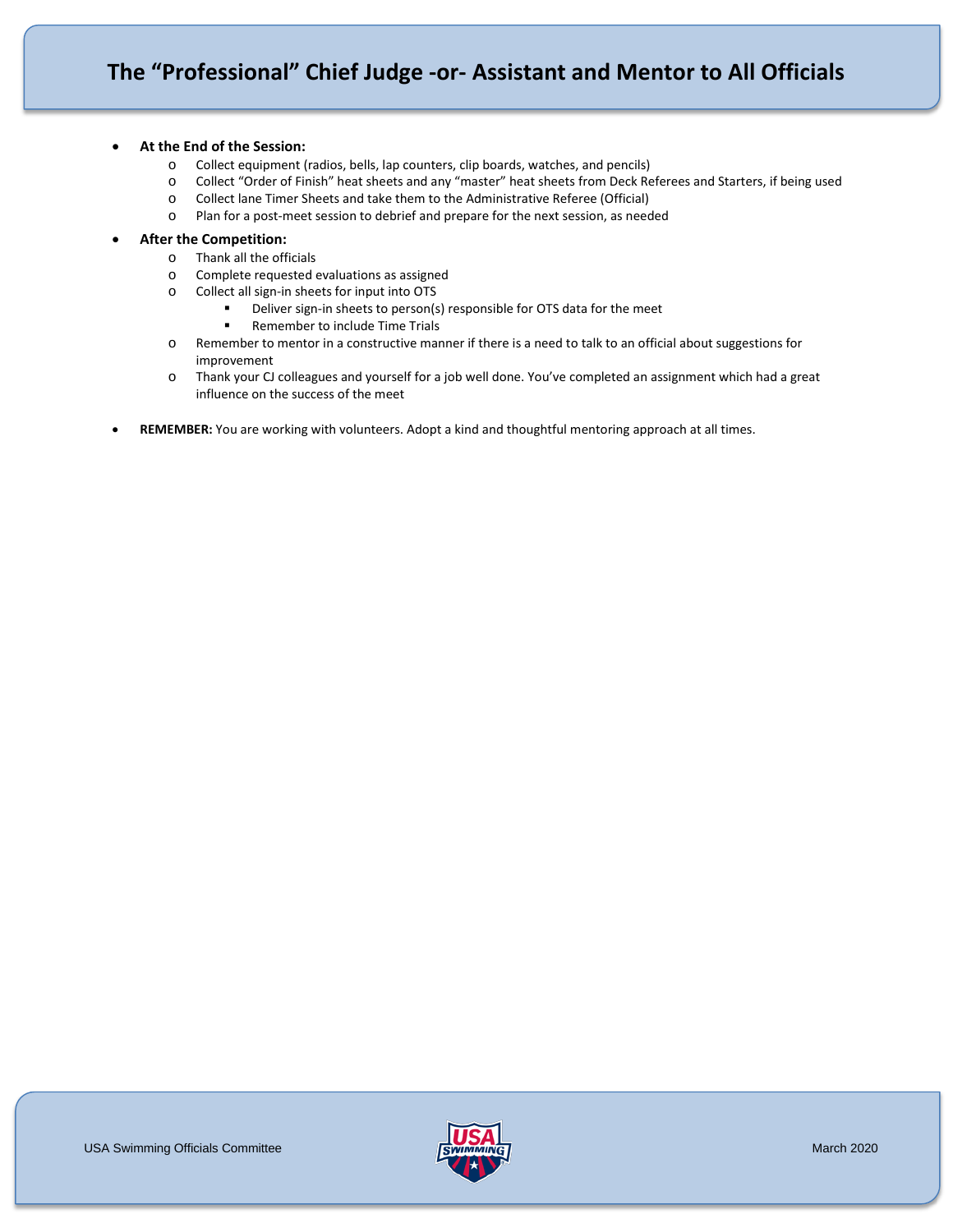# The "Professional" Chief Judge -or- Assistant and Mentor to All Officials

- **At the End of the Session:**
  - Collect equipment (radios, bells, lap counters, clip boards, watches, and pencils)
  - Collect "Order of Finish" heat sheets and any "master" heat sheets from Deck Referees and Starters, if being used
  - Collect lane Timer Sheets and take them to the Administrative Referee (Official)
  - Plan for a post-meet session to debrief and prepare for the next session, as needed
- **After the Competition:**
  - Thank all the officials
  - Complete requested evaluations as assigned
  - Collect all sign-in sheets for input into OTS
    - Deliver sign-in sheets to person(s) responsible for OTS data for the meet
    - Remember to include Time Trials
  - Remember to mentor in a constructive manner if there is a need to talk to an official about suggestions for improvement
  - Thank your CJ colleagues and yourself for a job well done. You've completed an assignment which had a great influence on the success of the meet
- **REMEMBER:** You are working with volunteers. Adopt a kind and thoughtful mentoring approach at all times.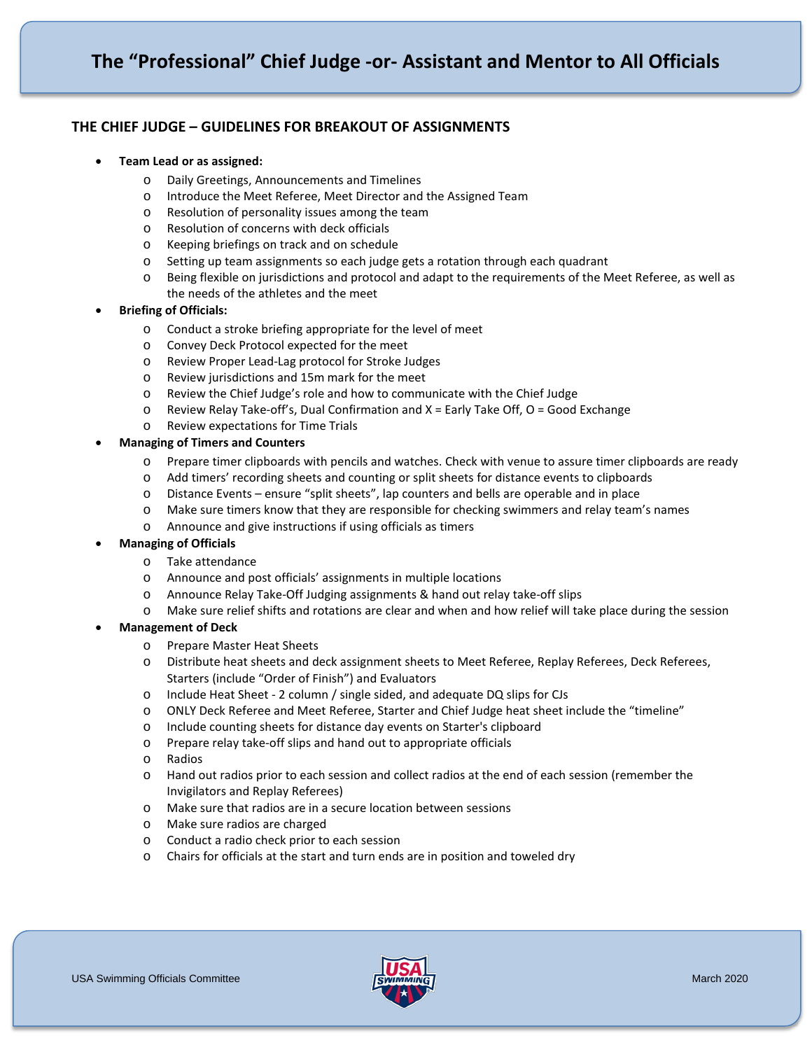# The "Professional" Chief Judge -or- Assistant and Mentor to All Officials

## THE CHIEF JUDGE – GUIDELINES FOR BREAKOUT OF ASSIGNMENTS

- **Team Lead or as assigned:**
  - Daily Greetings, Announcements and Timelines
  - Introduce the Meet Referee, Meet Director and the Assigned Team
  - Resolution of personality issues among the team
  - Resolution of concerns with deck officials
  - Keeping briefings on track and on schedule
  - Setting up team assignments so each judge gets a rotation through each quadrant
  - Being flexible on jurisdictions and protocol and adapt to the requirements of the Meet Referee, as well as the needs of the athletes and the meet
- **Briefing of Officials:**
  - Conduct a stroke briefing appropriate for the level of meet
  - Convey Deck Protocol expected for the meet
  - Review Proper Lead-Lag protocol for Stroke Judges
  - Review jurisdictions and 15m mark for the meet
  - Review the Chief Judge's role and how to communicate with the Chief Judge
  - Review Relay Take-off's, Dual Confirmation and X = Early Take Off, O = Good Exchange
  - Review expectations for Time Trials
- **Managing of Timers and Counters**
  - Prepare timer clipboards with pencils and watches. Check with venue to assure timer clipboards are ready
  - Add timers' recording sheets and counting or split sheets for distance events to clipboards
  - Distance Events – ensure "split sheets", lap counters and bells are operable and in place
  - Make sure timers know that they are responsible for checking swimmers and relay team's names
  - Announce and give instructions if using officials as timers
- **Managing of Officials**
  - Take attendance
  - Announce and post officials' assignments in multiple locations
  - Announce Relay Take-Off Judging assignments & hand out relay take-off slips
  - Make sure relief shifts and rotations are clear and when and how relief will take place during the session
- **Management of Deck**
  - Prepare Master Heat Sheets
  - Distribute heat sheets and deck assignment sheets to Meet Referee, Replay Referees, Deck Referees, Starters (include "Order of Finish") and Evaluators
  - Include Heat Sheet - 2 column / single sided, and adequate DQ slips for CJs
  - ONLY Deck Referee and Meet Referee, Starter and Chief Judge heat sheet include the "timeline"
  - Include counting sheets for distance day events on Starter's clipboard
  - Prepare relay take-off slips and hand out to appropriate officials
  - Radios
  - Hand out radios prior to each session and collect radios at the end of each session (remember the Invigilators and Replay Referees)
  - Make sure that radios are in a secure location between sessions
  - Make sure radios are charged
  - Conduct a radio check prior to each session
  - Chairs for officials at the start and turn ends are in position and toweled dry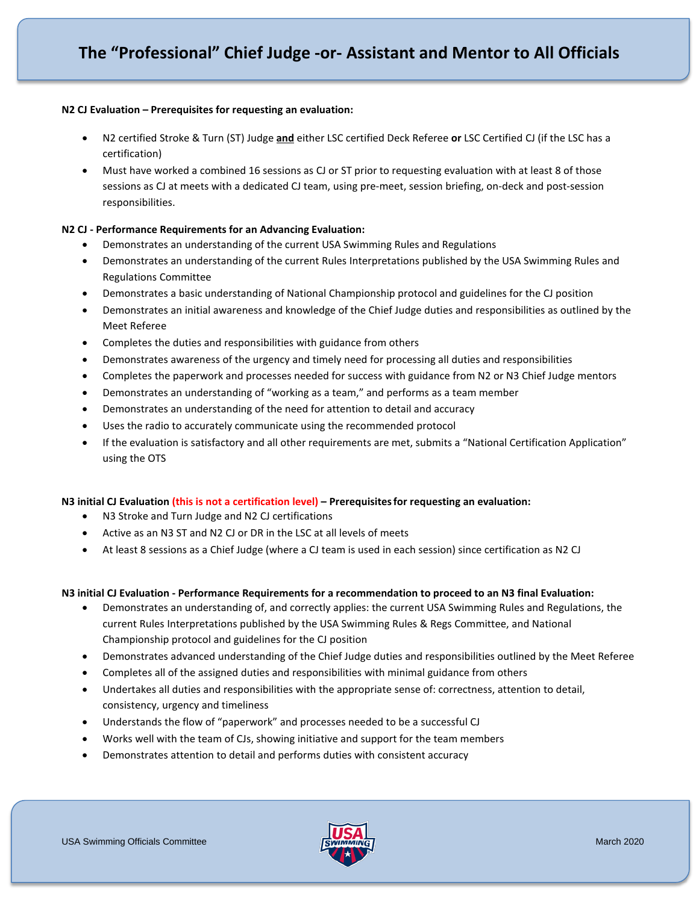# The "Professional" Chief Judge -or- Assistant and Mentor to All Officials

**N2 CJ Evaluation – Prerequisites for requesting an evaluation:**

- N2 certified Stroke & Turn (ST) Judge **and** either LSC certified Deck Referee **or** LSC Certified CJ (if the LSC has a certification)
- Must have worked a combined 16 sessions as CJ or ST prior to requesting evaluation with at least 8 of those sessions as CJ at meets with a dedicated CJ team, using pre-meet, session briefing, on-deck and post-session responsibilities.

**N2 CJ - Performance Requirements for an Advancing Evaluation:**

- Demonstrates an understanding of the current USA Swimming Rules and Regulations
- Demonstrates an understanding of the current Rules Interpretations published by the USA Swimming Rules and Regulations Committee
- Demonstrates a basic understanding of National Championship protocol and guidelines for the CJ position
- Demonstrates an initial awareness and knowledge of the Chief Judge duties and responsibilities as outlined by the Meet Referee
- Completes the duties and responsibilities with guidance from others
- Demonstrates awareness of the urgency and timely need for processing all duties and responsibilities
- Completes the paperwork and processes needed for success with guidance from N2 or N3 Chief Judge mentors
- Demonstrates an understanding of "working as a team," and performs as a team member
- Demonstrates an understanding of the need for attention to detail and accuracy
- Uses the radio to accurately communicate using the recommended protocol
- If the evaluation is satisfactory and all other requirements are met, submits a "National Certification Application" using the OTS

**N3 initial CJ Evaluation (this is not a certification level) – Prerequisites for requesting an evaluation:**

- N3 Stroke and Turn Judge and N2 CJ certifications
- Active as an N3 ST and N2 CJ or DR in the LSC at all levels of meets
- At least 8 sessions as a Chief Judge (where a CJ team is used in each session) since certification as N2 CJ

**N3 initial CJ Evaluation - Performance Requirements for a recommendation to proceed to an N3 final Evaluation:**

- Demonstrates an understanding of, and correctly applies: the current USA Swimming Rules and Regulations, the current Rules Interpretations published by the USA Swimming Rules & Regs Committee, and National Championship protocol and guidelines for the CJ position
- Demonstrates advanced understanding of the Chief Judge duties and responsibilities outlined by the Meet Referee
- Completes all of the assigned duties and responsibilities with minimal guidance from others
- Undertakes all duties and responsibilities with the appropriate sense of: correctness, attention to detail, consistency, urgency and timeliness
- Understands the flow of "paperwork" and processes needed to be a successful CJ
- Works well with the team of CJs, showing initiative and support for the team members
- Demonstrates attention to detail and performs duties with consistent accuracy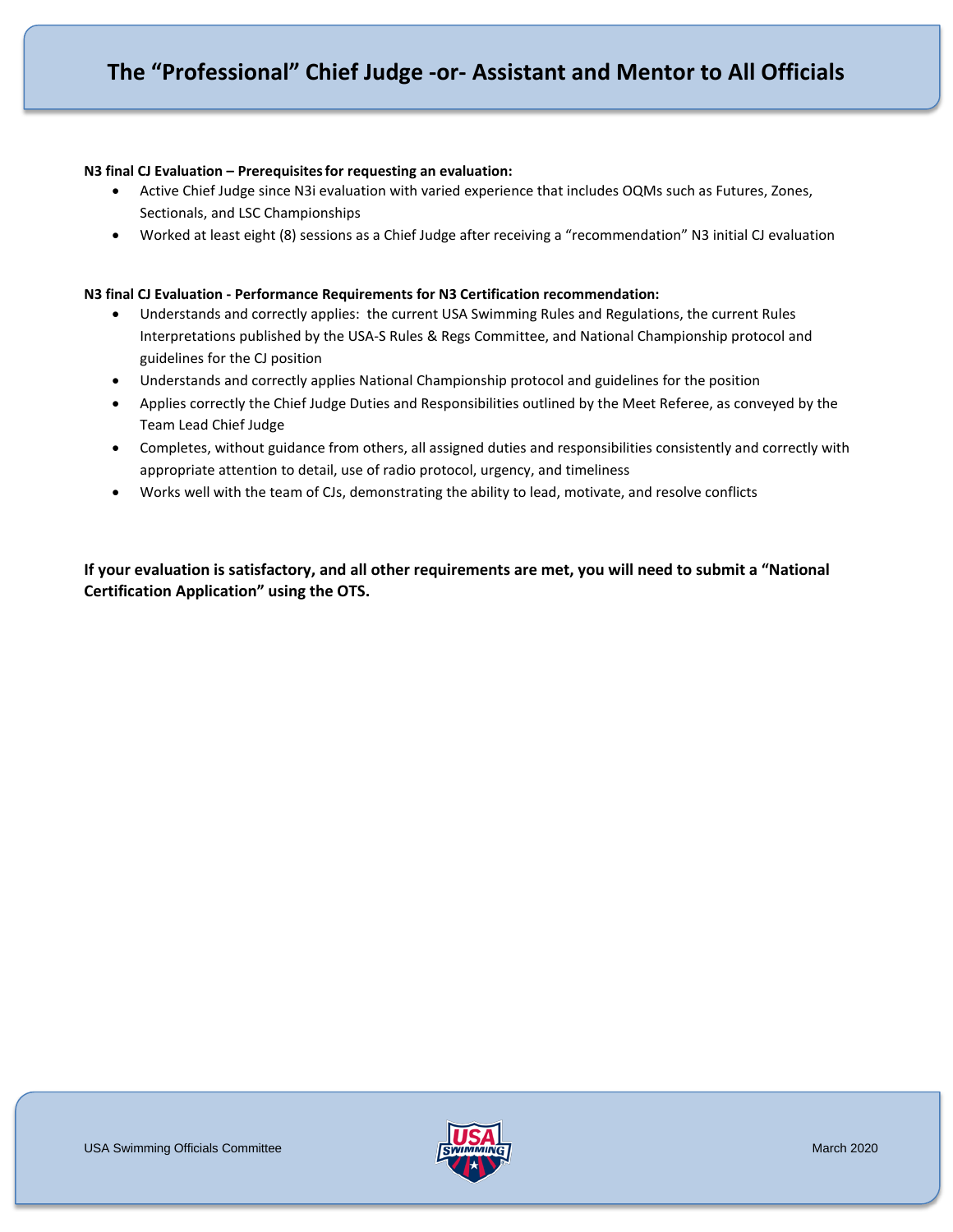# The “Professional” Chief Judge -or- Assistant and Mentor to All Officials

**N3 final CJ Evaluation – Prerequisites for requesting an evaluation:**

- Active Chief Judge since N3i evaluation with varied experience that includes OQMs such as Futures, Zones, Sectionals, and LSC Championships
- Worked at least eight (8) sessions as a Chief Judge after receiving a “recommendation” N3 initial CJ evaluation

**N3 final CJ Evaluation - Performance Requirements for N3 Certification recommendation:**

- Understands and correctly applies: the current USA Swimming Rules and Regulations, the current Rules Interpretations published by the USA-S Rules & Regs Committee, and National Championship protocol and guidelines for the CJ position
- Understands and correctly applies National Championship protocol and guidelines for the position
- Applies correctly the Chief Judge Duties and Responsibilities outlined by the Meet Referee, as conveyed by the Team Lead Chief Judge
- Completes, without guidance from others, all assigned duties and responsibilities consistently and correctly with appropriate attention to detail, use of radio protocol, urgency, and timeliness
- Works well with the team of CJs, demonstrating the ability to lead, motivate, and resolve conflicts

**If your evaluation is satisfactory, and all other requirements are met, you will need to submit a “National Certification Application” using the OTS.**